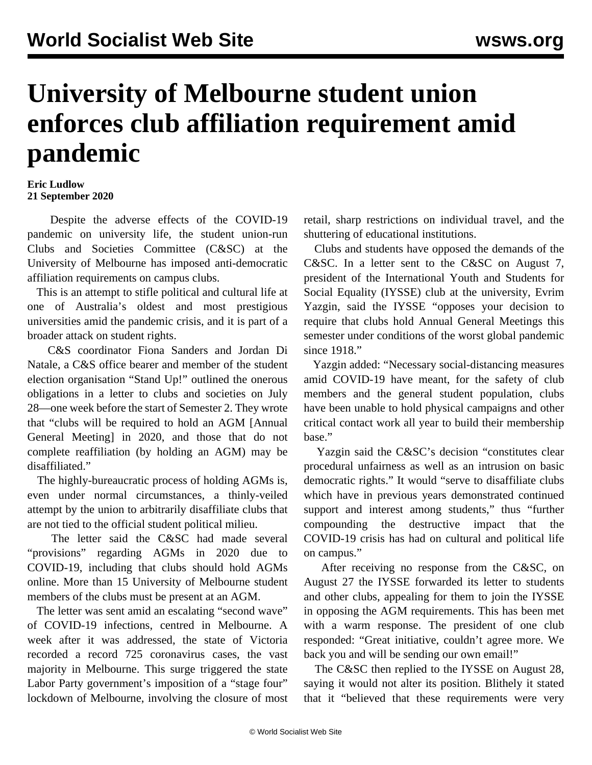# University of Melbourne student union enforces club affiliation requirement amid pandemic

**Eric Ludlow**
**21 September 2020**

Despite the adverse effects of the COVID-19 pandemic on university life, the student union-run Clubs and Societies Committee (C&SC) at the University of Melbourne has imposed anti-democratic affiliation requirements on campus clubs.

This is an attempt to stifle political and cultural life at one of Australia's oldest and most prestigious universities amid the pandemic crisis, and it is part of a broader attack on student rights.

C&S coordinator Fiona Sanders and Jordan Di Natale, a C&S office bearer and member of the student election organisation "Stand Up!" outlined the onerous obligations in a letter to clubs and societies on July 28—one week before the start of Semester 2. They wrote that "clubs will be required to hold an AGM [Annual General Meeting] in 2020, and those that do not complete reaffiliation (by holding an AGM) may be disaffiliated."

The highly-bureaucratic process of holding AGMs is, even under normal circumstances, a thinly-veiled attempt by the union to arbitrarily disaffiliate clubs that are not tied to the official student political milieu.

The letter said the C&SC had made several "provisions" regarding AGMs in 2020 due to COVID-19, including that clubs should hold AGMs online. More than 15 University of Melbourne student members of the clubs must be present at an AGM.

The letter was sent amid an escalating "second wave" of COVID-19 infections, centred in Melbourne. A week after it was addressed, the state of Victoria recorded a record 725 coronavirus cases, the vast majority in Melbourne. This surge triggered the state Labor Party government's imposition of a "stage four" lockdown of Melbourne, involving the closure of most retail, sharp restrictions on individual travel, and the shuttering of educational institutions.

Clubs and students have opposed the demands of the C&SC. In a letter sent to the C&SC on August 7, president of the International Youth and Students for Social Equality (IYSSE) club at the university, Evrim Yazgin, said the IYSSE "opposes your decision to require that clubs hold Annual General Meetings this semester under conditions of the worst global pandemic since 1918."

Yazgin added: "Necessary social-distancing measures amid COVID-19 have meant, for the safety of club members and the general student population, clubs have been unable to hold physical campaigns and other critical contact work all year to build their membership base."

Yazgin said the C&SC's decision "constitutes clear procedural unfairness as well as an intrusion on basic democratic rights." It would "serve to disaffiliate clubs which have in previous years demonstrated continued support and interest among students," thus "further compounding the destructive impact that the COVID-19 crisis has had on cultural and political life on campus."

After receiving no response from the C&SC, on August 27 the IYSSE forwarded its letter to students and other clubs, appealing for them to join the IYSSE in opposing the AGM requirements. This has been met with a warm response. The president of one club responded: "Great initiative, couldn't agree more. We back you and will be sending our own email!"

The C&SC then replied to the IYSSE on August 28, saying it would not alter its position. Blithely it stated that it "believed that these requirements were very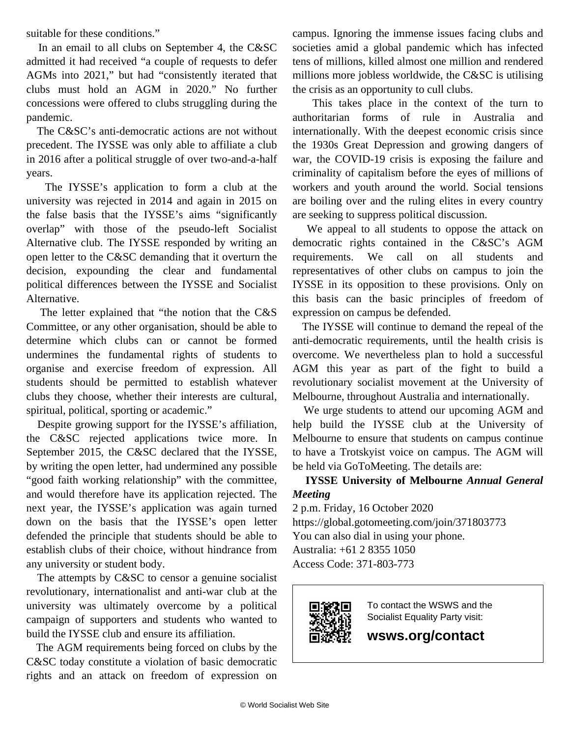suitable for these conditions."

In an email to all clubs on September 4, the C&SC admitted it had received "a couple of requests to defer AGMs into 2021," but had "consistently iterated that clubs must hold an AGM in 2020." No further concessions were offered to clubs struggling during the pandemic.

The C&SC's anti-democratic actions are not without precedent. The IYSSE was only able to affiliate a club in 2016 after a political struggle of over two-and-a-half years.

The IYSSE's application to form a club at the university was rejected in 2014 and again in 2015 on the false basis that the IYSSE's aims "significantly overlap" with those of the pseudo-left Socialist Alternative club. The IYSSE responded by writing an open letter to the C&SC demanding that it overturn the decision, expounding the clear and fundamental political differences between the IYSSE and Socialist Alternative.

The letter explained that "the notion that the C&S Committee, or any other organisation, should be able to determine which clubs can or cannot be formed undermines the fundamental rights of students to organise and exercise freedom of expression. All students should be permitted to establish whatever clubs they choose, whether their interests are cultural, spiritual, political, sporting or academic."

Despite growing support for the IYSSE's affiliation, the C&SC rejected applications twice more. In September 2015, the C&SC declared that the IYSSE, by writing the open letter, had undermined any possible "good faith working relationship" with the committee, and would therefore have its application rejected. The next year, the IYSSE's application was again turned down on the basis that the IYSSE's open letter defended the principle that students should be able to establish clubs of their choice, without hindrance from any university or student body.

The attempts by C&SC to censor a genuine socialist revolutionary, internationalist and anti-war club at the university was ultimately overcome by a political campaign of supporters and students who wanted to build the IYSSE club and ensure its affiliation.

The AGM requirements being forced on clubs by the C&SC today constitute a violation of basic democratic rights and an attack on freedom of expression on campus. Ignoring the immense issues facing clubs and societies amid a global pandemic which has infected tens of millions, killed almost one million and rendered millions more jobless worldwide, the C&SC is utilising the crisis as an opportunity to cull clubs.

This takes place in the context of the turn to authoritarian forms of rule in Australia and internationally. With the deepest economic crisis since the 1930s Great Depression and growing dangers of war, the COVID-19 crisis is exposing the failure and criminality of capitalism before the eyes of millions of workers and youth around the world. Social tensions are boiling over and the ruling elites in every country are seeking to suppress political discussion.

We appeal to all students to oppose the attack on democratic rights contained in the C&SC's AGM requirements. We call on all students and representatives of other clubs on campus to join the IYSSE in its opposition to these provisions. Only on this basis can the basic principles of freedom of expression on campus be defended.

The IYSSE will continue to demand the repeal of the anti-democratic requirements, until the health crisis is overcome. We nevertheless plan to hold a successful AGM this year as part of the fight to build a revolutionary socialist movement at the University of Melbourne, throughout Australia and internationally.

We urge students to attend our upcoming AGM and help build the IYSSE club at the University of Melbourne to ensure that students on campus continue to have a Trotskyist voice on campus. The AGM will be held via GoToMeeting. The details are:

**IYSSE University of Melbourne *Annual General Meeting***

2 p.m. Friday, 16 October 2020
https://global.gotomeeting.com/join/371803773
You can also dial in using your phone.
Australia: +61 2 8355 1050
Access Code: 371-803-773

To contact the WSWS and the Socialist Equality Party visit:

**wsws.org/contact**